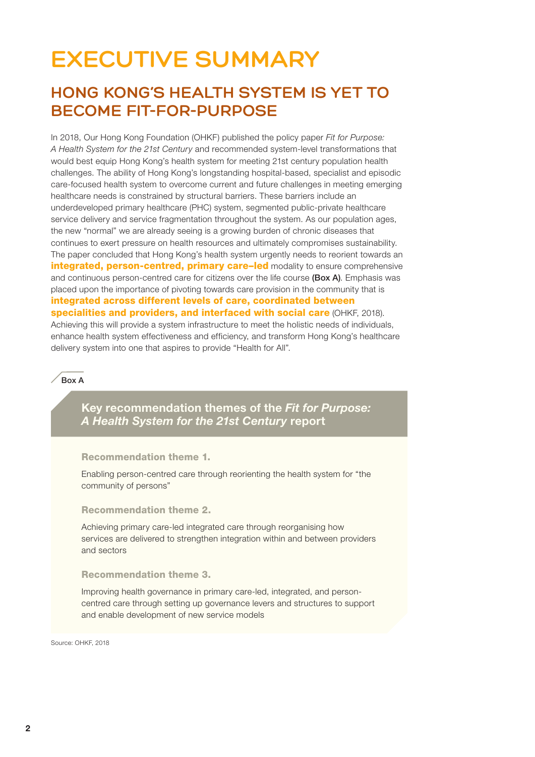# EXECUTIVE SUMMARY

## HONG KONG'S HEALTH SYSTEM IS YET TO BECOME FIT-FOR-PURPOSE

In 2018, Our Hong Kong Foundation (OHKF) published the policy paper *Fit for Purpose: A Health System for the 21st Century* and recommended system-level transformations that would best equip Hong Kong's health system for meeting 21st century population health challenges. The ability of Hong Kong's longstanding hospital-based, specialist and episodic care-focused health system to overcome current and future challenges in meeting emerging healthcare needs is constrained by structural barriers. These barriers include an underdeveloped primary healthcare (PHC) system, segmented public-private healthcare service delivery and service fragmentation throughout the system. As our population ages, the new "normal" we are already seeing is a growing burden of chronic diseases that continues to exert pressure on health resources and ultimately compromises sustainability. The paper concluded that Hong Kong's health system urgently needs to reorient towards an **integrated, person-centred, primary care–led** modality to ensure comprehensive and continuous person-centred care for citizens over the life course **(Box A)**. Emphasis was placed upon the importance of pivoting towards care provision in the community that is **integrated across different levels of care, coordinated between specialities and providers, and interfaced with social care** (OHKF, 2018). Achieving this will provide a system infrastructure to meet the holistic needs of individuals, enhance health system effectiveness and efficiency, and transform Hong Kong's healthcare delivery system into one that aspires to provide "Health for All".

Box A

### Key recommendation themes of the *Fit for Purpose: A Health System for the 21st Century* report

**Recommendation theme 1.**

Enabling person-centred care through reorienting the health system for "the community of persons"

**Recommendation theme 2.**

Achieving primary care-led integrated care through reorganising how services are delivered to strengthen integration within and between providers and sectors

**Recommendation theme 3.**

Improving health governance in primary care-led, integrated, and person-centred care through setting up governance levers and structures to support and enable development of new service models

Source: OHKF, 2018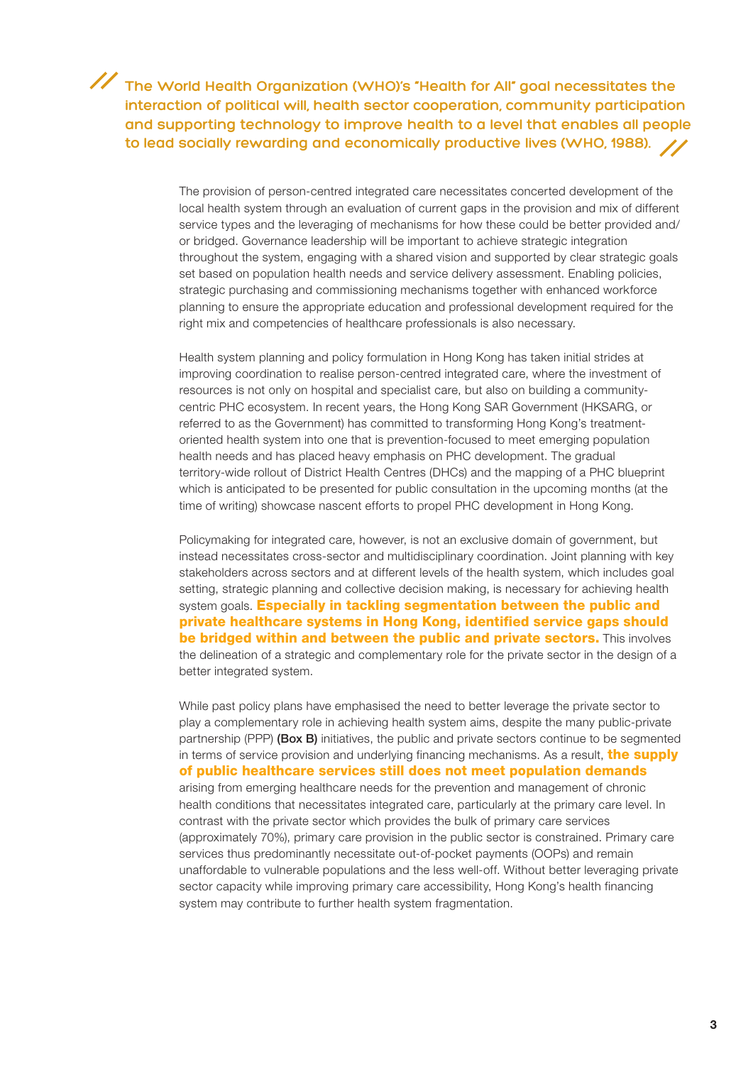> **The World Health Organization (WHO)'s "Health for All" goal necessitates the interaction of political will, health sector cooperation, community participation and supporting technology to improve health to a level that enables all people to lead socially rewarding and economically productive lives (WHO, 1988).**

The provision of person-centred integrated care necessitates concerted development of the local health system through an evaluation of current gaps in the provision and mix of different service types and the leveraging of mechanisms for how these could be better provided and/or bridged. Governance leadership will be important to achieve strategic integration throughout the system, engaging with a shared vision and supported by clear strategic goals set based on population health needs and service delivery assessment. Enabling policies, strategic purchasing and commissioning mechanisms together with enhanced workforce planning to ensure the appropriate education and professional development required for the right mix and competencies of healthcare professionals is also necessary.

Health system planning and policy formulation in Hong Kong has taken initial strides at improving coordination to realise person-centred integrated care, where the investment of resources is not only on hospital and specialist care, but also on building a community-centric PHC ecosystem. In recent years, the Hong Kong SAR Government (HKSARG, or referred to as the Government) has committed to transforming Hong Kong's treatment-oriented health system into one that is prevention-focused to meet emerging population health needs and has placed heavy emphasis on PHC development. The gradual territory-wide rollout of District Health Centres (DHCs) and the mapping of a PHC blueprint which is anticipated to be presented for public consultation in the upcoming months (at the time of writing) showcase nascent efforts to propel PHC development in Hong Kong.

Policymaking for integrated care, however, is not an exclusive domain of government, but instead necessitates cross-sector and multidisciplinary coordination. Joint planning with key stakeholders across sectors and at different levels of the health system, which includes goal setting, strategic planning and collective decision making, is necessary for achieving health system goals. **Especially in tackling segmentation between the public and private healthcare systems in Hong Kong, identified service gaps should be bridged within and between the public and private sectors.** This involves the delineation of a strategic and complementary role for the private sector in the design of a better integrated system.

While past policy plans have emphasised the need to better leverage the private sector to play a complementary role in achieving health system aims, despite the many public-private partnership (PPP) **(Box B)** initiatives, the public and private sectors continue to be segmented in terms of service provision and underlying financing mechanisms. As a result, **the supply of public healthcare services still does not meet population demands** arising from emerging healthcare needs for the prevention and management of chronic health conditions that necessitates integrated care, particularly at the primary care level. In contrast with the private sector which provides the bulk of primary care services (approximately 70%), primary care provision in the public sector is constrained. Primary care services thus predominantly necessitate out-of-pocket payments (OOPs) and remain unaffordable to vulnerable populations and the less well-off. Without better leveraging private sector capacity while improving primary care accessibility, Hong Kong's health financing system may contribute to further health system fragmentation.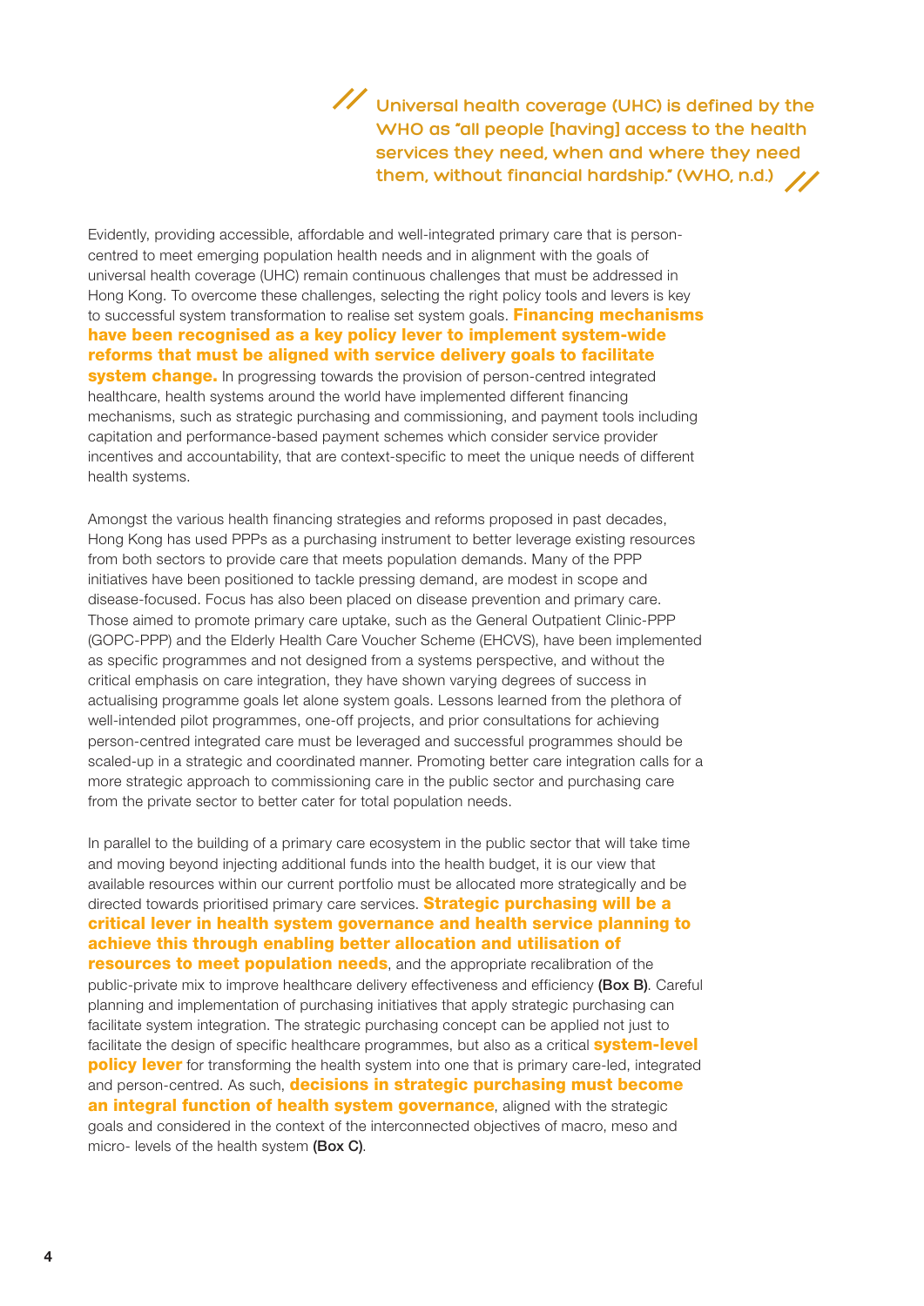> **Universal health coverage (UHC) is defined by the WHO as "all people [having] access to the health services they need, when and where they need them, without financial hardship." (WHO, n.d.)**

Evidently, providing accessible, affordable and well-integrated primary care that is person-centred to meet emerging population health needs and in alignment with the goals of universal health coverage (UHC) remain continuous challenges that must be addressed in Hong Kong. To overcome these challenges, selecting the right policy tools and levers is key to successful system transformation to realise set system goals. **Financing mechanisms have been recognised as a key policy lever to implement system-wide reforms that must be aligned with service delivery goals to facilitate system change.** In progressing towards the provision of person-centred integrated healthcare, health systems around the world have implemented different financing mechanisms, such as strategic purchasing and commissioning, and payment tools including capitation and performance-based payment schemes which consider service provider incentives and accountability, that are context-specific to meet the unique needs of different health systems.

Amongst the various health financing strategies and reforms proposed in past decades, Hong Kong has used PPPs as a purchasing instrument to better leverage existing resources from both sectors to provide care that meets population demands. Many of the PPP initiatives have been positioned to tackle pressing demand, are modest in scope and disease-focused. Focus has also been placed on disease prevention and primary care. Those aimed to promote primary care uptake, such as the General Outpatient Clinic-PPP (GOPC-PPP) and the Elderly Health Care Voucher Scheme (EHCVS), have been implemented as specific programmes and not designed from a systems perspective, and without the critical emphasis on care integration, they have shown varying degrees of success in actualising programme goals let alone system goals. Lessons learned from the plethora of well-intended pilot programmes, one-off projects, and prior consultations for achieving person-centred integrated care must be leveraged and successful programmes should be scaled-up in a strategic and coordinated manner. Promoting better care integration calls for a more strategic approach to commissioning care in the public sector and purchasing care from the private sector to better cater for total population needs.

In parallel to the building of a primary care ecosystem in the public sector that will take time and moving beyond injecting additional funds into the health budget, it is our view that available resources within our current portfolio must be allocated more strategically and be directed towards prioritised primary care services. **Strategic purchasing will be a critical lever in health system governance and health service planning to achieve this through enabling better allocation and utilisation of resources to meet population needs**, and the appropriate recalibration of the public-private mix to improve healthcare delivery effectiveness and efficiency **(Box B)**. Careful planning and implementation of purchasing initiatives that apply strategic purchasing can facilitate system integration. The strategic purchasing concept can be applied not just to facilitate the design of specific healthcare programmes, but also as a critical **system-level policy lever** for transforming the health system into one that is primary care-led, integrated and person-centred. As such, **decisions in strategic purchasing must become an integral function of health system governance**, aligned with the strategic goals and considered in the context of the interconnected objectives of macro, meso and micro- levels of the health system **(Box C)**.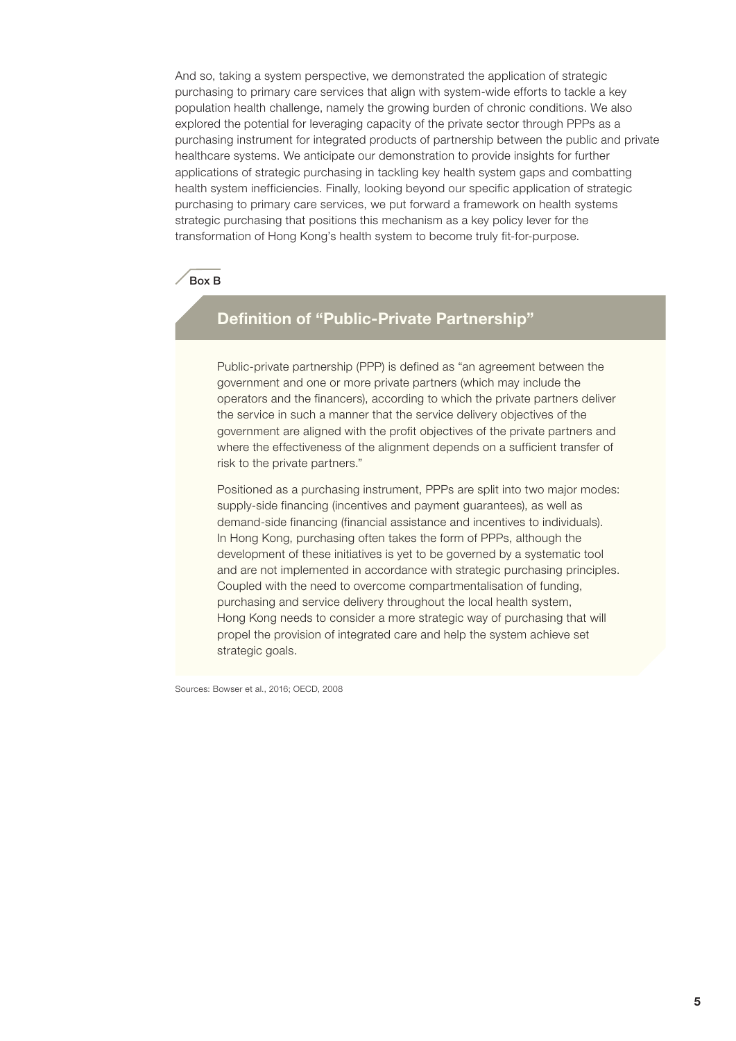And so, taking a system perspective, we demonstrated the application of strategic purchasing to primary care services that align with system-wide efforts to tackle a key population health challenge, namely the growing burden of chronic conditions. We also explored the potential for leveraging capacity of the private sector through PPPs as a purchasing instrument for integrated products of partnership between the public and private healthcare systems. We anticipate our demonstration to provide insights for further applications of strategic purchasing in tackling key health system gaps and combatting health system inefficiencies. Finally, looking beyond our specific application of strategic purchasing to primary care services, we put forward a framework on health systems strategic purchasing that positions this mechanism as a key policy lever for the transformation of Hong Kong's health system to become truly fit-for-purpose.

Box B

## Definition of "Public-Private Partnership"

Public-private partnership (PPP) is defined as "an agreement between the government and one or more private partners (which may include the operators and the financers), according to which the private partners deliver the service in such a manner that the service delivery objectives of the government are aligned with the profit objectives of the private partners and where the effectiveness of the alignment depends on a sufficient transfer of risk to the private partners."

Positioned as a purchasing instrument, PPPs are split into two major modes: supply-side financing (incentives and payment guarantees), as well as demand-side financing (financial assistance and incentives to individuals). In Hong Kong, purchasing often takes the form of PPPs, although the development of these initiatives is yet to be governed by a systematic tool and are not implemented in accordance with strategic purchasing principles. Coupled with the need to overcome compartmentalisation of funding, purchasing and service delivery throughout the local health system, Hong Kong needs to consider a more strategic way of purchasing that will propel the provision of integrated care and help the system achieve set strategic goals.

Sources: Bowser et al., 2016; OECD, 2008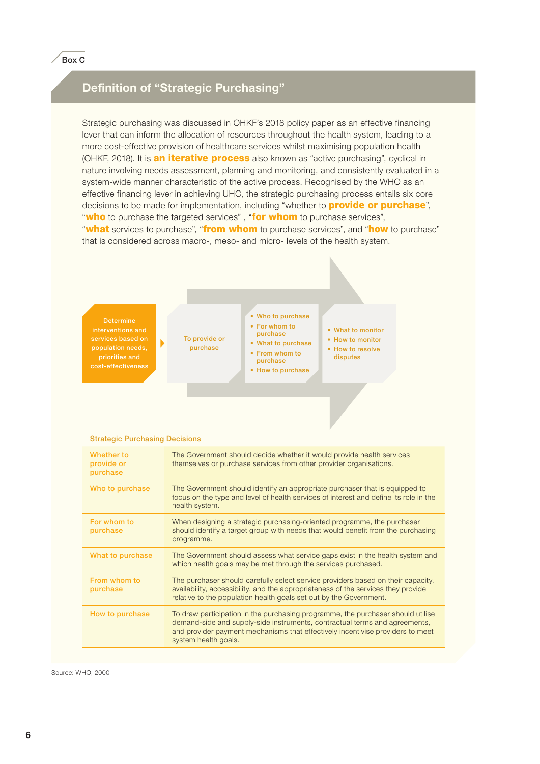Box C

## Definition of "Strategic Purchasing"

Strategic purchasing was discussed in OHKF's 2018 policy paper as an effective financing lever that can inform the allocation of resources throughout the health system, leading to a more cost-effective provision of healthcare services whilst maximising population health (OHKF, 2018). It is **an iterative process** also known as "active purchasing", cyclical in nature involving needs assessment, planning and monitoring, and consistently evaluated in a system-wide manner characteristic of the active process. Recognised by the WHO as an effective financing lever in achieving UHC, the strategic purchasing process entails six core decisions to be made for implementation, including "whether to **provide or purchase**", "**who** to purchase the targeted services" , "**for whom** to purchase services", "**what** services to purchase", "**from whom** to purchase services", and "**how** to purchase" that is considered across macro-, meso- and micro- levels of the health system.

Determine interventions and services based on population needs, priorities and cost-effectiveness

To provide or purchase

- Who to purchase
- For whom to purchase
- What to purchase
- From whom to purchase
- How to purchase

- What to monitor
- How to monitor
- How to resolve disputes

**Strategic Purchasing Decisions**

| | |
|---|---|
| Whether to provide or purchase | The Government should decide whether it would provide health services themselves or purchase services from other provider organisations. |
| Who to purchase | The Government should identify an appropriate purchaser that is equipped to focus on the type and level of health services of interest and define its role in the health system. |
| For whom to purchase | When designing a strategic purchasing-oriented programme, the purchaser should identify a target group with needs that would benefit from the purchasing programme. |
| What to purchase | The Government should assess what service gaps exist in the health system and which health goals may be met through the services purchased. |
| From whom to purchase | The purchaser should carefully select service providers based on their capacity, availability, accessibility, and the appropriateness of the services they provide relative to the population health goals set out by the Government. |
| How to purchase | To draw participation in the purchasing programme, the purchaser should utilise demand-side and supply-side instruments, contractual terms and agreements, and provider payment mechanisms that effectively incentivise providers to meet system health goals. |

Source: WHO, 2000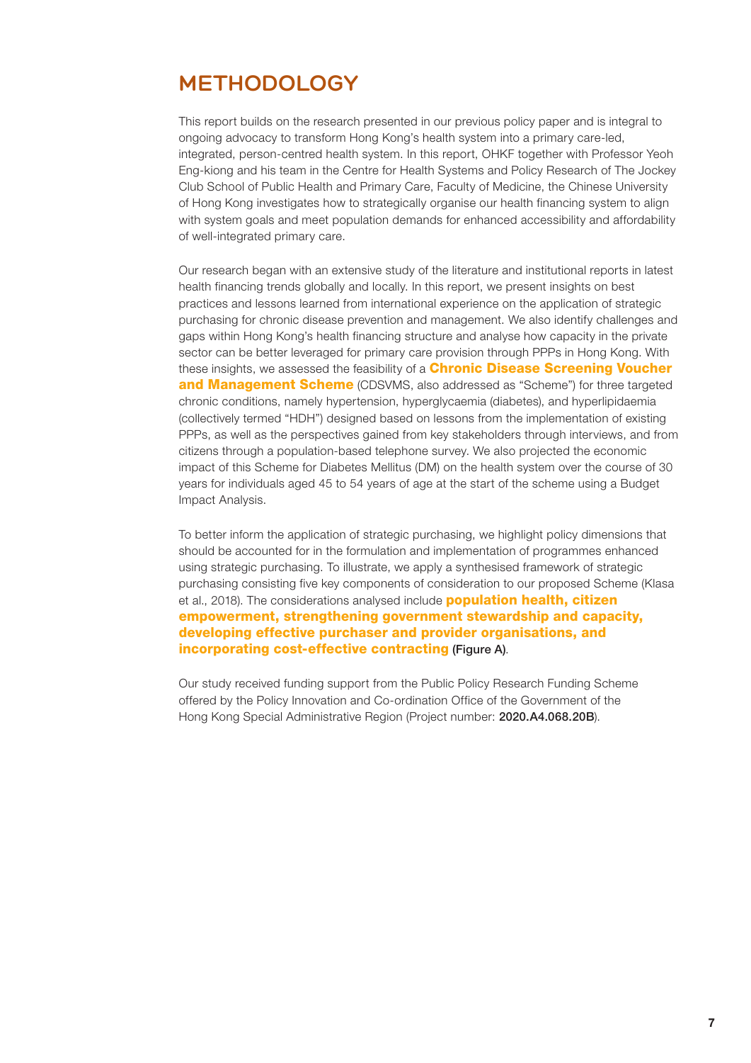# METHODOLOGY

This report builds on the research presented in our previous policy paper and is integral to ongoing advocacy to transform Hong Kong's health system into a primary care-led, integrated, person-centred health system. In this report, OHKF together with Professor Yeoh Eng-kiong and his team in the Centre for Health Systems and Policy Research of The Jockey Club School of Public Health and Primary Care, Faculty of Medicine, the Chinese University of Hong Kong investigates how to strategically organise our health financing system to align with system goals and meet population demands for enhanced accessibility and affordability of well-integrated primary care.

Our research began with an extensive study of the literature and institutional reports in latest health financing trends globally and locally. In this report, we present insights on best practices and lessons learned from international experience on the application of strategic purchasing for chronic disease prevention and management. We also identify challenges and gaps within Hong Kong's health financing structure and analyse how capacity in the private sector can be better leveraged for primary care provision through PPPs in Hong Kong. With these insights, we assessed the feasibility of a **Chronic Disease Screening Voucher and Management Scheme** (CDSVMS, also addressed as "Scheme") for three targeted chronic conditions, namely hypertension, hyperglycaemia (diabetes), and hyperlipidaemia (collectively termed "HDH") designed based on lessons from the implementation of existing PPPs, as well as the perspectives gained from key stakeholders through interviews, and from citizens through a population-based telephone survey. We also projected the economic impact of this Scheme for Diabetes Mellitus (DM) on the health system over the course of 30 years for individuals aged 45 to 54 years of age at the start of the scheme using a Budget Impact Analysis.

To better inform the application of strategic purchasing, we highlight policy dimensions that should be accounted for in the formulation and implementation of programmes enhanced using strategic purchasing. To illustrate, we apply a synthesised framework of strategic purchasing consisting five key components of consideration to our proposed Scheme (Klasa et al., 2018). The considerations analysed include **population health, citizen empowerment, strengthening government stewardship and capacity, developing effective purchaser and provider organisations, and incorporating cost-effective contracting** (Figure A).

Our study received funding support from the Public Policy Research Funding Scheme offered by the Policy Innovation and Co-ordination Office of the Government of the Hong Kong Special Administrative Region (Project number: **2020.A4.068.20B**).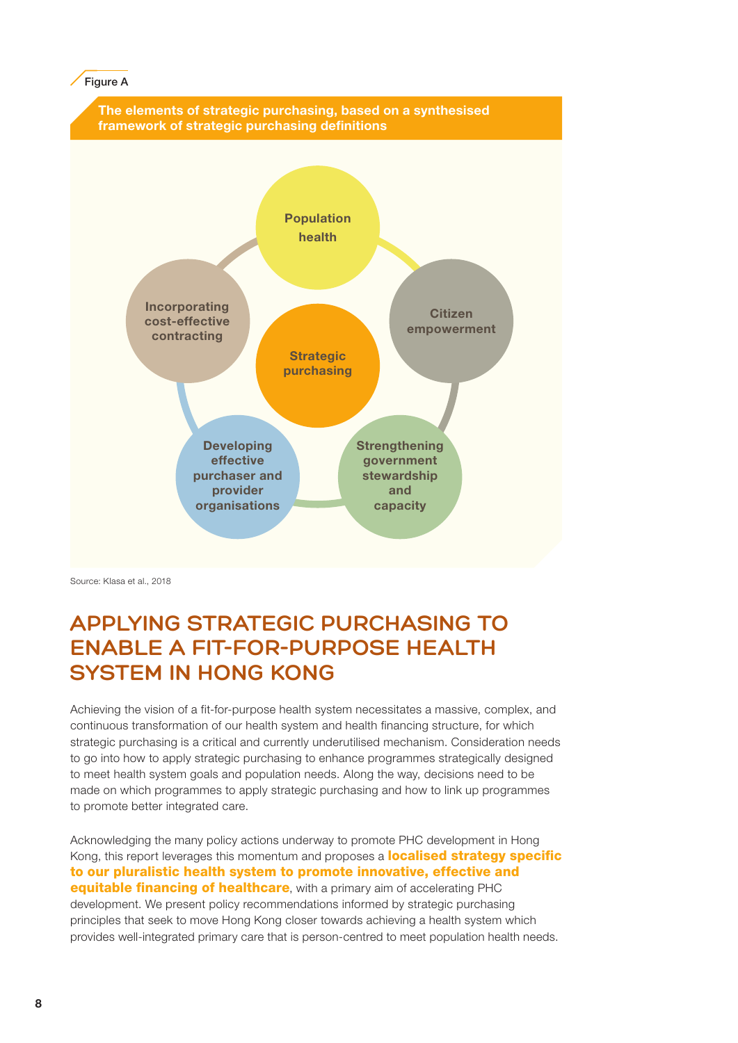Figure A

**The elements of strategic purchasing, based on a synthesised framework of strategic purchasing definitions**

- Strategic purchasing
- Population health
- Citizen empowerment
- Strengthening government stewardship and capacity
- Developing effective purchaser and provider organisations
- Incorporating cost-effective contracting

Source: Klasa et al., 2018

## APPLYING STRATEGIC PURCHASING TO ENABLE A FIT-FOR-PURPOSE HEALTH SYSTEM IN HONG KONG

Achieving the vision of a fit-for-purpose health system necessitates a massive, complex, and continuous transformation of our health system and health financing structure, for which strategic purchasing is a critical and currently underutilised mechanism. Consideration needs to go into how to apply strategic purchasing to enhance programmes strategically designed to meet health system goals and population needs. Along the way, decisions need to be made on which programmes to apply strategic purchasing and how to link up programmes to promote better integrated care.

Acknowledging the many policy actions underway to promote PHC development in Hong Kong, this report leverages this momentum and proposes a **localised strategy specific to our pluralistic health system to promote innovative, effective and equitable financing of healthcare**, with a primary aim of accelerating PHC development. We present policy recommendations informed by strategic purchasing principles that seek to move Hong Kong closer towards achieving a health system which provides well-integrated primary care that is person-centred to meet population health needs.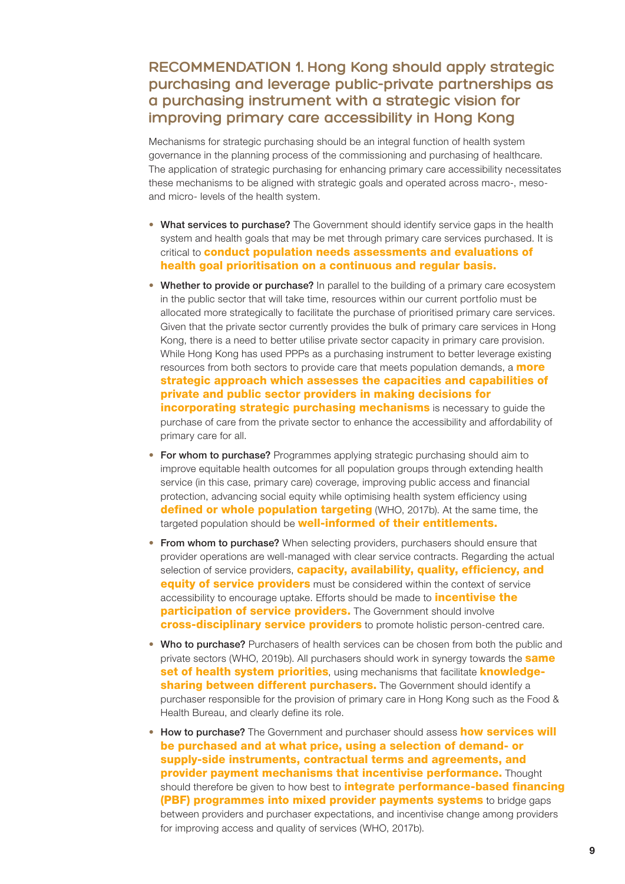## RECOMMENDATION 1. Hong Kong should apply strategic purchasing and leverage public-private partnerships as a purchasing instrument with a strategic vision for improving primary care accessibility in Hong Kong

Mechanisms for strategic purchasing should be an integral function of health system governance in the planning process of the commissioning and purchasing of healthcare. The application of strategic purchasing for enhancing primary care accessibility necessitates these mechanisms to be aligned with strategic goals and operated across macro-, meso- and micro- levels of the health system.

- **What services to purchase?** The Government should identify service gaps in the health system and health goals that may be met through primary care services purchased. It is critical to **conduct population needs assessments and evaluations of health goal prioritisation on a continuous and regular basis.**
- **Whether to provide or purchase?** In parallel to the building of a primary care ecosystem in the public sector that will take time, resources within our current portfolio must be allocated more strategically to facilitate the purchase of prioritised primary care services. Given that the private sector currently provides the bulk of primary care services in Hong Kong, there is a need to better utilise private sector capacity in primary care provision. While Hong Kong has used PPPs as a purchasing instrument to better leverage existing resources from both sectors to provide care that meets population demands, a **more strategic approach which assesses the capacities and capabilities of private and public sector providers in making decisions for incorporating strategic purchasing mechanisms** is necessary to guide the purchase of care from the private sector to enhance the accessibility and affordability of primary care for all.
- **For whom to purchase?** Programmes applying strategic purchasing should aim to improve equitable health outcomes for all population groups through extending health service (in this case, primary care) coverage, improving public access and financial protection, advancing social equity while optimising health system efficiency using **defined or whole population targeting** (WHO, 2017b). At the same time, the targeted population should be **well-informed of their entitlements.**
- **From whom to purchase?** When selecting providers, purchasers should ensure that provider operations are well-managed with clear service contracts. Regarding the actual selection of service providers, **capacity, availability, quality, efficiency, and equity of service providers** must be considered within the context of service accessibility to encourage uptake. Efforts should be made to **incentivise the participation of service providers.** The Government should involve **cross-disciplinary service providers** to promote holistic person-centred care.
- **Who to purchase?** Purchasers of health services can be chosen from both the public and private sectors (WHO, 2019b). All purchasers should work in synergy towards the **same set of health system priorities**, using mechanisms that facilitate **knowledge-sharing between different purchasers.** The Government should identify a purchaser responsible for the provision of primary care in Hong Kong such as the Food & Health Bureau, and clearly define its role.
- **How to purchase?** The Government and purchaser should assess **how services will be purchased and at what price, using a selection of demand- or supply-side instruments, contractual terms and agreements, and provider payment mechanisms that incentivise performance.** Thought should therefore be given to how best to **integrate performance-based financing (PBF) programmes into mixed provider payments systems** to bridge gaps between providers and purchaser expectations, and incentivise change among providers for improving access and quality of services (WHO, 2017b).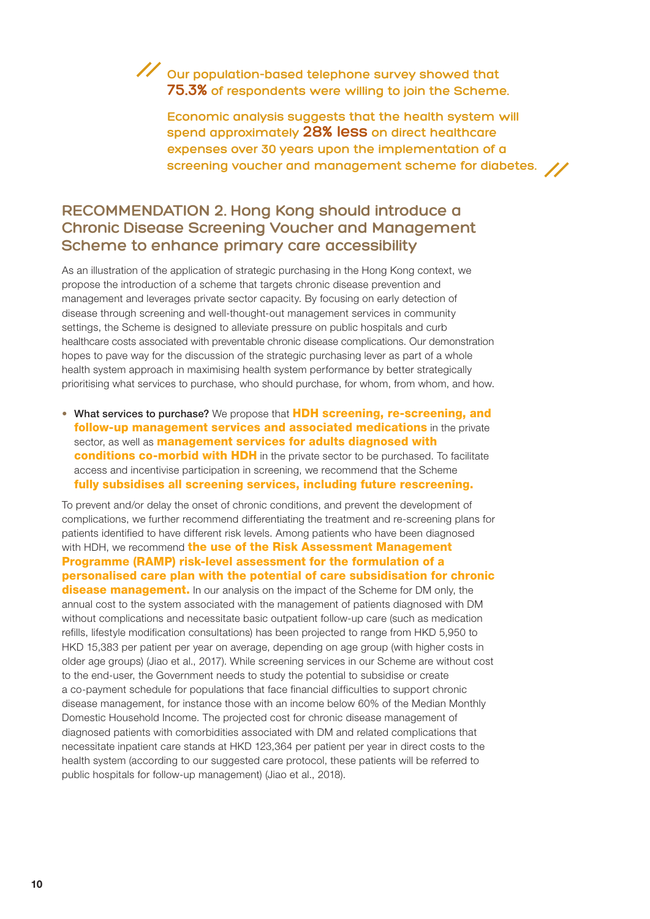> // Our population-based telephone survey showed that **75.3%** of respondents were willing to join the Scheme.
>
> Economic analysis suggests that the health system will spend approximately **28% less** on direct healthcare expenses over 30 years upon the implementation of a screening voucher and management scheme for diabetes. //

## RECOMMENDATION 2. Hong Kong should introduce a Chronic Disease Screening Voucher and Management Scheme to enhance primary care accessibility

As an illustration of the application of strategic purchasing in the Hong Kong context, we propose the introduction of a scheme that targets chronic disease prevention and management and leverages private sector capacity. By focusing on early detection of disease through screening and well-thought-out management services in community settings, the Scheme is designed to alleviate pressure on public hospitals and curb healthcare costs associated with preventable chronic disease complications. Our demonstration hopes to pave way for the discussion of the strategic purchasing lever as part of a whole health system approach in maximising health system performance by better strategically prioritising what services to purchase, who should purchase, for whom, from whom, and how.

- What services to purchase? We propose that **HDH screening, re-screening, and follow-up management services and associated medications** in the private sector, as well as **management services for adults diagnosed with conditions co-morbid with HDH** in the private sector to be purchased. To facilitate access and incentivise participation in screening, we recommend that the Scheme **fully subsidises all screening services, including future rescreening.**

To prevent and/or delay the onset of chronic conditions, and prevent the development of complications, we further recommend differentiating the treatment and re-screening plans for patients identified to have different risk levels. Among patients who have been diagnosed with HDH, we recommend **the use of the Risk Assessment Management Programme (RAMP) risk-level assessment for the formulation of a personalised care plan with the potential of care subsidisation for chronic disease management.** In our analysis on the impact of the Scheme for DM only, the annual cost to the system associated with the management of patients diagnosed with DM without complications and necessitate basic outpatient follow-up care (such as medication refills, lifestyle modification consultations) has been projected to range from HKD 5,950 to HKD 15,383 per patient per year on average, depending on age group (with higher costs in older age groups) (Jiao et al., 2017). While screening services in our Scheme are without cost to the end-user, the Government needs to study the potential to subsidise or create a co-payment schedule for populations that face financial difficulties to support chronic disease management, for instance those with an income below 60% of the Median Monthly Domestic Household Income. The projected cost for chronic disease management of diagnosed patients with comorbidities associated with DM and related complications that necessitate inpatient care stands at HKD 123,364 per patient per year in direct costs to the health system (according to our suggested care protocol, these patients will be referred to public hospitals for follow-up management) (Jiao et al., 2018).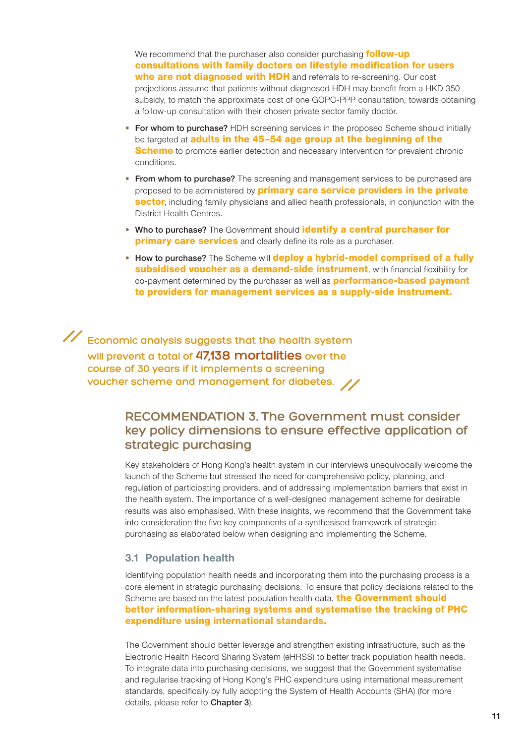We recommend that the purchaser also consider purchasing **follow-up consultations with family doctors on lifestyle modification for users who are not diagnosed with HDH** and referrals to re-screening. Our cost projections assume that patients without diagnosed HDH may benefit from a HKD 350 subsidy, to match the approximate cost of one GOPC-PPP consultation, towards obtaining a follow-up consultation with their chosen private sector family doctor.

- **For whom to purchase?** HDH screening services in the proposed Scheme should initially be targeted at **adults in the 45–54 age group at the beginning of the Scheme** to promote earlier detection and necessary intervention for prevalent chronic conditions.
- **From whom to purchase?** The screening and management services to be purchased are proposed to be administered by **primary care service providers in the private sector**, including family physicians and allied health professionals, in conjunction with the District Health Centres.
- **Who to purchase?** The Government should **identify a central purchaser for primary care services** and clearly define its role as a purchaser.
- **How to purchase?** The Scheme will **deploy a hybrid-model comprised of a fully subsidised voucher as a demand-side instrument**, with financial flexibility for co-payment determined by the purchaser as well as **performance-based payment to providers for management services as a supply-side instrument.**

> Economic analysis suggests that the health system will prevent a total of **47,138 mortalities** over the course of 30 years if it implements a screening voucher scheme and management for diabetes.

## RECOMMENDATION 3. The Government must consider key policy dimensions to ensure effective application of strategic purchasing

Key stakeholders of Hong Kong's health system in our interviews unequivocally welcome the launch of the Scheme but stressed the need for comprehensive policy, planning, and regulation of participating providers, and of addressing implementation barriers that exist in the health system. The importance of a well-designed management scheme for desirable results was also emphasised. With these insights, we recommend that the Government take into consideration the five key components of a synthesised framework of strategic purchasing as elaborated below when designing and implementing the Scheme.

### 3.1 Population health

Identifying population health needs and incorporating them into the purchasing process is a core element in strategic purchasing decisions. To ensure that policy decisions related to the Scheme are based on the latest population health data, **the Government should better information-sharing systems and systematise the tracking of PHC expenditure using international standards.**

The Government should better leverage and strengthen existing infrastructure, such as the Electronic Health Record Sharing System (eHRSS) to better track population health needs. To integrate data into purchasing decisions, we suggest that the Government systematise and regularise tracking of Hong Kong's PHC expenditure using international measurement standards, specifically by fully adopting the System of Health Accounts (SHA) (for more details, please refer to **Chapter 3**).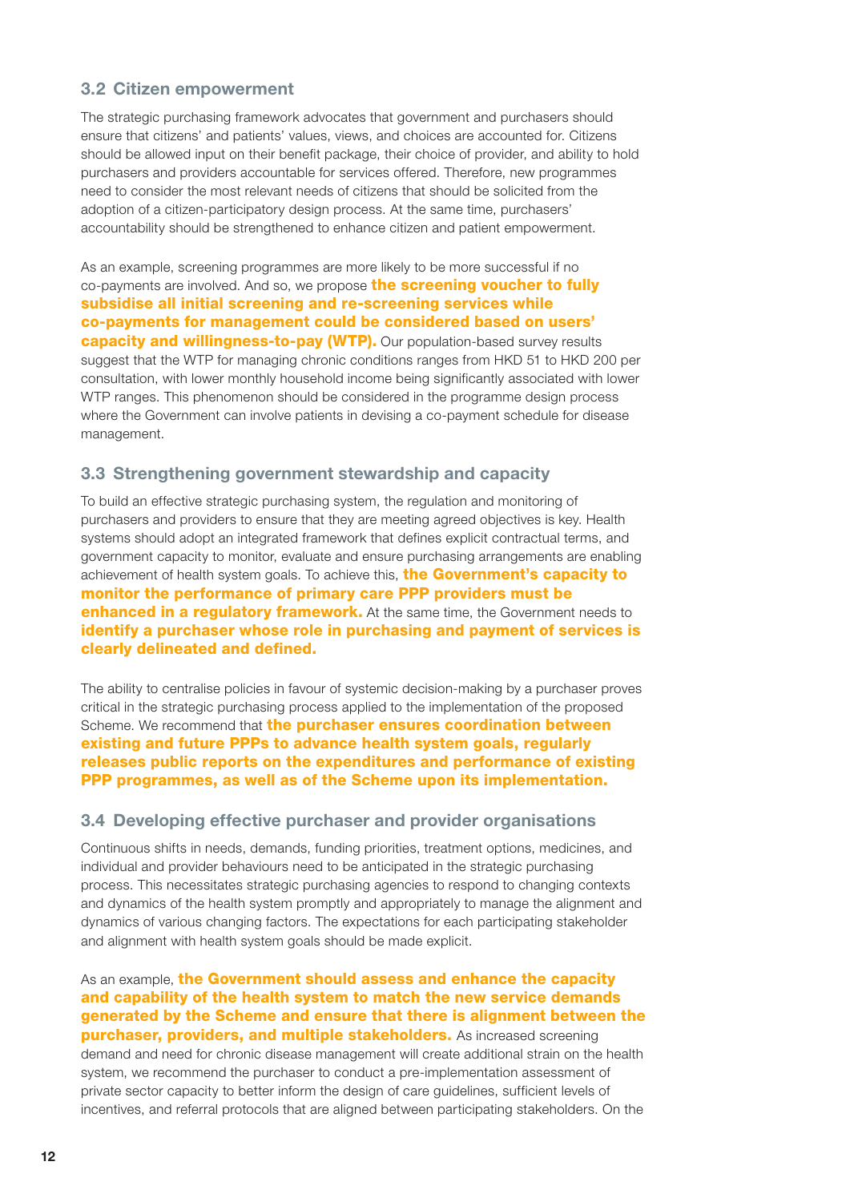### 3.2 Citizen empowerment

The strategic purchasing framework advocates that government and purchasers should ensure that citizens' and patients' values, views, and choices are accounted for. Citizens should be allowed input on their benefit package, their choice of provider, and ability to hold purchasers and providers accountable for services offered. Therefore, new programmes need to consider the most relevant needs of citizens that should be solicited from the adoption of a citizen-participatory design process. At the same time, purchasers' accountability should be strengthened to enhance citizen and patient empowerment.

As an example, screening programmes are more likely to be more successful if no co-payments are involved. And so, we propose **the screening voucher to fully subsidise all initial screening and re-screening services while co-payments for management could be considered based on users' capacity and willingness-to-pay (WTP).** Our population-based survey results suggest that the WTP for managing chronic conditions ranges from HKD 51 to HKD 200 per consultation, with lower monthly household income being significantly associated with lower WTP ranges. This phenomenon should be considered in the programme design process where the Government can involve patients in devising a co-payment schedule for disease management.

### 3.3 Strengthening government stewardship and capacity

To build an effective strategic purchasing system, the regulation and monitoring of purchasers and providers to ensure that they are meeting agreed objectives is key. Health systems should adopt an integrated framework that defines explicit contractual terms, and government capacity to monitor, evaluate and ensure purchasing arrangements are enabling achievement of health system goals. To achieve this, **the Government's capacity to monitor the performance of primary care PPP providers must be enhanced in a regulatory framework.** At the same time, the Government needs to **identify a purchaser whose role in purchasing and payment of services is clearly delineated and defined.**

The ability to centralise policies in favour of systemic decision-making by a purchaser proves critical in the strategic purchasing process applied to the implementation of the proposed Scheme. We recommend that **the purchaser ensures coordination between existing and future PPPs to advance health system goals, regularly releases public reports on the expenditures and performance of existing PPP programmes, as well as of the Scheme upon its implementation.**

### 3.4 Developing effective purchaser and provider organisations

Continuous shifts in needs, demands, funding priorities, treatment options, medicines, and individual and provider behaviours need to be anticipated in the strategic purchasing process. This necessitates strategic purchasing agencies to respond to changing contexts and dynamics of the health system promptly and appropriately to manage the alignment and dynamics of various changing factors. The expectations for each participating stakeholder and alignment with health system goals should be made explicit.

As an example, **the Government should assess and enhance the capacity and capability of the health system to match the new service demands generated by the Scheme and ensure that there is alignment between the purchaser, providers, and multiple stakeholders.** As increased screening demand and need for chronic disease management will create additional strain on the health system, we recommend the purchaser to conduct a pre-implementation assessment of private sector capacity to better inform the design of care guidelines, sufficient levels of incentives, and referral protocols that are aligned between participating stakeholders. On the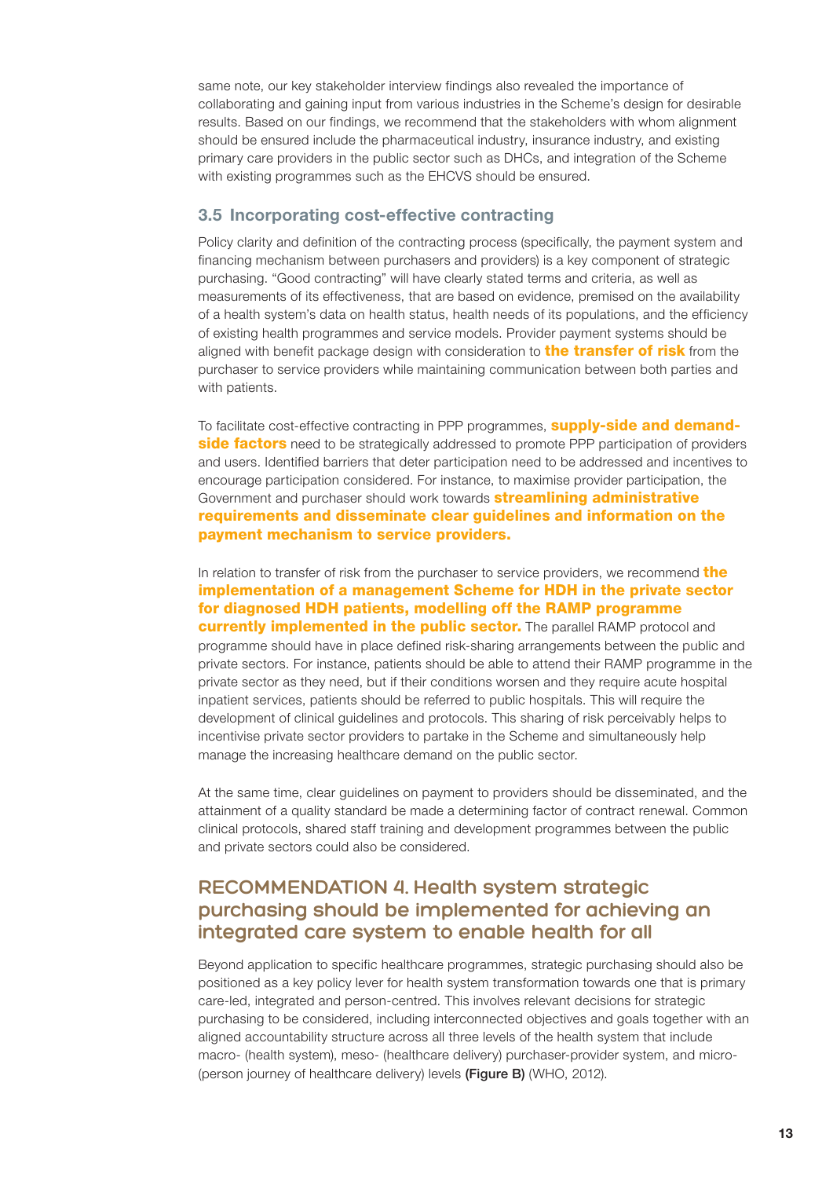same note, our key stakeholder interview findings also revealed the importance of collaborating and gaining input from various industries in the Scheme's design for desirable results. Based on our findings, we recommend that the stakeholders with whom alignment should be ensured include the pharmaceutical industry, insurance industry, and existing primary care providers in the public sector such as DHCs, and integration of the Scheme with existing programmes such as the EHCVS should be ensured.

### 3.5 Incorporating cost-effective contracting

Policy clarity and definition of the contracting process (specifically, the payment system and financing mechanism between purchasers and providers) is a key component of strategic purchasing. "Good contracting" will have clearly stated terms and criteria, as well as measurements of its effectiveness, that are based on evidence, premised on the availability of a health system's data on health status, health needs of its populations, and the efficiency of existing health programmes and service models. Provider payment systems should be aligned with benefit package design with consideration to **the transfer of risk** from the purchaser to service providers while maintaining communication between both parties and with patients.

To facilitate cost-effective contracting in PPP programmes, **supply-side and demand-side factors** need to be strategically addressed to promote PPP participation of providers and users. Identified barriers that deter participation need to be addressed and incentives to encourage participation considered. For instance, to maximise provider participation, the Government and purchaser should work towards **streamlining administrative requirements and disseminate clear guidelines and information on the payment mechanism to service providers.**

In relation to transfer of risk from the purchaser to service providers, we recommend **the implementation of a management Scheme for HDH in the private sector for diagnosed HDH patients, modelling off the RAMP programme currently implemented in the public sector.** The parallel RAMP protocol and programme should have in place defined risk-sharing arrangements between the public and private sectors. For instance, patients should be able to attend their RAMP programme in the private sector as they need, but if their conditions worsen and they require acute hospital inpatient services, patients should be referred to public hospitals. This will require the development of clinical guidelines and protocols. This sharing of risk perceivably helps to incentivise private sector providers to partake in the Scheme and simultaneously help manage the increasing healthcare demand on the public sector.

At the same time, clear guidelines on payment to providers should be disseminated, and the attainment of a quality standard be made a determining factor of contract renewal. Common clinical protocols, shared staff training and development programmes between the public and private sectors could also be considered.

## RECOMMENDATION 4. Health system strategic purchasing should be implemented for achieving an integrated care system to enable health for all

Beyond application to specific healthcare programmes, strategic purchasing should also be positioned as a key policy lever for health system transformation towards one that is primary care-led, integrated and person-centred. This involves relevant decisions for strategic purchasing to be considered, including interconnected objectives and goals together with an aligned accountability structure across all three levels of the health system that include macro- (health system), meso- (healthcare delivery) purchaser-provider system, and micro- (person journey of healthcare delivery) levels **(Figure B)** (WHO, 2012).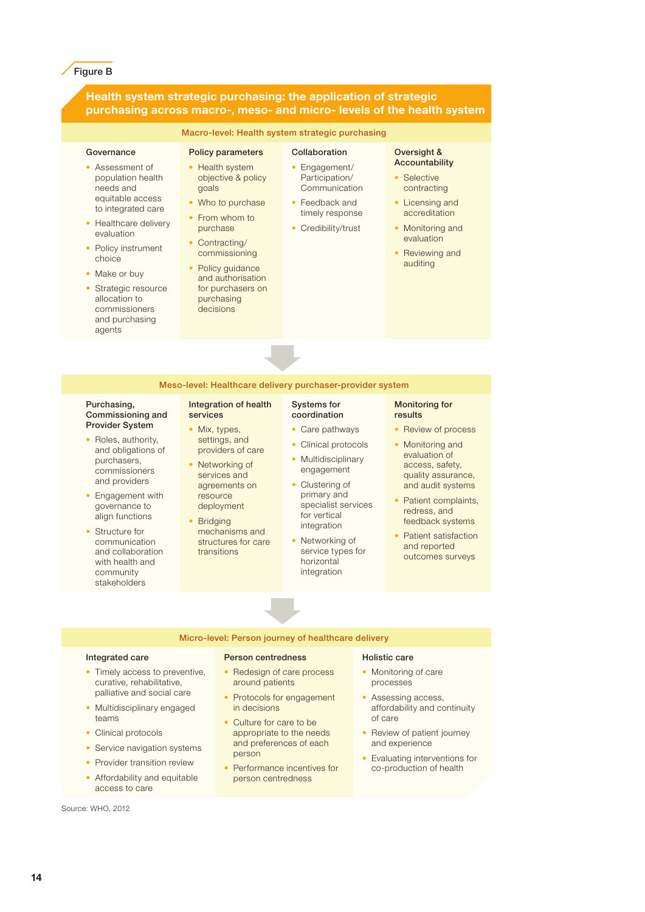Figure B

## Health system strategic purchasing: the application of strategic purchasing across macro-, meso- and micro- levels of the health system

### Macro-level: Health system strategic purchasing

**Governance**

- Assessment of population health needs and equitable access to integrated care
- Healthcare delivery evaluation
- Policy instrument choice
- Make or buy
- Strategic resource allocation to commissioners and purchasing agents

**Policy parameters**

- Health system objective & policy goals
- Who to purchase
- From whom to purchase
- Contracting/ commissioning
- Policy guidance and authorisation for purchasers on purchasing decisions

**Collaboration**

- Engagement/ Participation/ Communication
- Feedback and timely response
- Credibility/trust

**Oversight & Accountability**

- Selective contracting
- Licensing and accreditation
- Monitoring and evaluation
- Reviewing and auditing

### Meso-level: Healthcare delivery purchaser-provider system

**Purchasing, Commissioning and Provider System**

- Roles, authority, and obligations of purchasers, commissioners and providers
- Engagement with governance to align functions
- Structure for communication and collaboration with health and community stakeholders

**Integration of health services**

- Mix, types, settings, and providers of care
- Networking of services and agreements on resource deployment
- Bridging mechanisms and structures for care transitions

**Systems for coordination**

- Care pathways
- Clinical protocols
- Multidisciplinary engagement
- Clustering of primary and specialist services for vertical integration
- Networking of service types for horizontal integration

**Monitoring for results**

- Review of process
- Monitoring and evaluation of access, safety, quality assurance, and audit systems
- Patient complaints, redress, and feedback systems
- Patient satisfaction and reported outcomes surveys

### Micro-level: Person journey of healthcare delivery

**Integrated care**

- Timely access to preventive, curative, rehabilitative, palliative and social care
- Multidisciplinary engaged teams
- Clinical protocols
- Service navigation systems
- Provider transition review
- Affordability and equitable access to care

**Person centredness**

- Redesign of care process around patients
- Protocols for engagement in decisions
- Culture for care to be appropriate to the needs and preferences of each person
- Performance incentives for person centredness

**Holistic care**

- Monitoring of care processes
- Assessing access, affordability and continuity of care
- Review of patient journey and experience
- Evaluating interventions for co-production of health

Source: WHO, 2012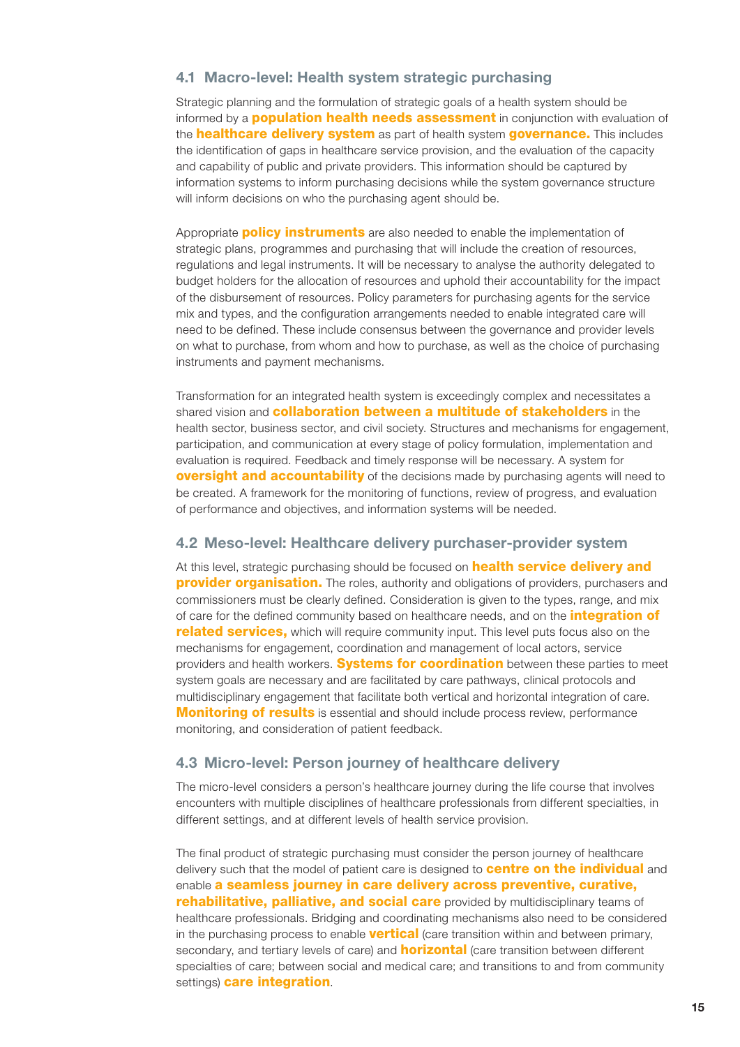### 4.1 Macro-level: Health system strategic purchasing

Strategic planning and the formulation of strategic goals of a health system should be informed by a **population health needs assessment** in conjunction with evaluation of the **healthcare delivery system** as part of health system **governance.** This includes the identification of gaps in healthcare service provision, and the evaluation of the capacity and capability of public and private providers. This information should be captured by information systems to inform purchasing decisions while the system governance structure will inform decisions on who the purchasing agent should be.

Appropriate **policy instruments** are also needed to enable the implementation of strategic plans, programmes and purchasing that will include the creation of resources, regulations and legal instruments. It will be necessary to analyse the authority delegated to budget holders for the allocation of resources and uphold their accountability for the impact of the disbursement of resources. Policy parameters for purchasing agents for the service mix and types, and the configuration arrangements needed to enable integrated care will need to be defined. These include consensus between the governance and provider levels on what to purchase, from whom and how to purchase, as well as the choice of purchasing instruments and payment mechanisms.

Transformation for an integrated health system is exceedingly complex and necessitates a shared vision and **collaboration between a multitude of stakeholders** in the health sector, business sector, and civil society. Structures and mechanisms for engagement, participation, and communication at every stage of policy formulation, implementation and evaluation is required. Feedback and timely response will be necessary. A system for **oversight and accountability** of the decisions made by purchasing agents will need to be created. A framework for the monitoring of functions, review of progress, and evaluation of performance and objectives, and information systems will be needed.

### 4.2 Meso-level: Healthcare delivery purchaser-provider system

At this level, strategic purchasing should be focused on **health service delivery and provider organisation.** The roles, authority and obligations of providers, purchasers and commissioners must be clearly defined. Consideration is given to the types, range, and mix of care for the defined community based on healthcare needs, and on the **integration of related services,** which will require community input. This level puts focus also on the mechanisms for engagement, coordination and management of local actors, service providers and health workers. **Systems for coordination** between these parties to meet system goals are necessary and are facilitated by care pathways, clinical protocols and multidisciplinary engagement that facilitate both vertical and horizontal integration of care. **Monitoring of results** is essential and should include process review, performance monitoring, and consideration of patient feedback.

### 4.3 Micro-level: Person journey of healthcare delivery

The micro-level considers a person's healthcare journey during the life course that involves encounters with multiple disciplines of healthcare professionals from different specialties, in different settings, and at different levels of health service provision.

The final product of strategic purchasing must consider the person journey of healthcare delivery such that the model of patient care is designed to **centre on the individual** and enable **a seamless journey in care delivery across preventive, curative, rehabilitative, palliative, and social care** provided by multidisciplinary teams of healthcare professionals. Bridging and coordinating mechanisms also need to be considered in the purchasing process to enable **vertical** (care transition within and between primary, secondary, and tertiary levels of care) and **horizontal** (care transition between different specialties of care; between social and medical care; and transitions to and from community settings) **care integration**.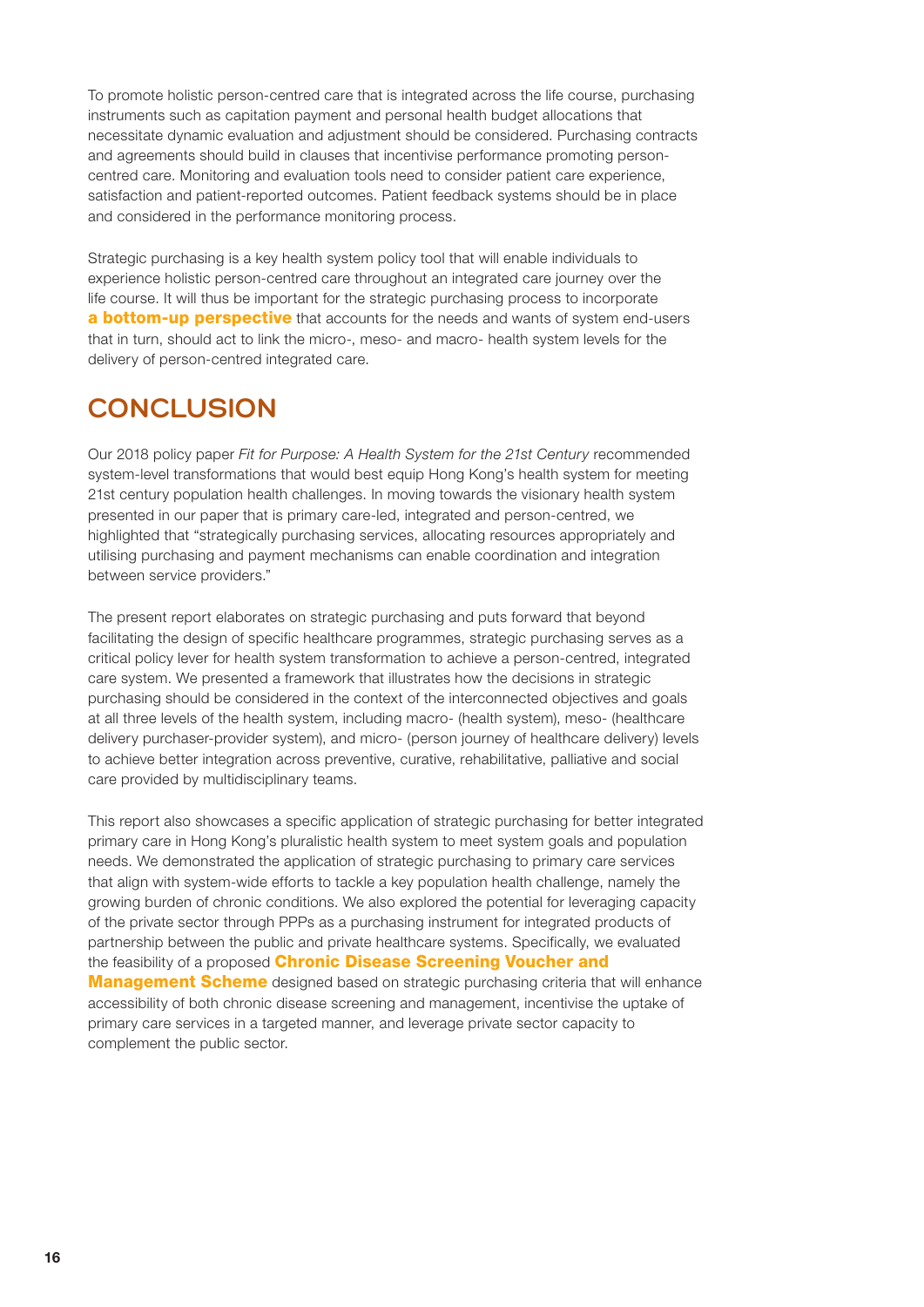To promote holistic person-centred care that is integrated across the life course, purchasing instruments such as capitation payment and personal health budget allocations that necessitate dynamic evaluation and adjustment should be considered. Purchasing contracts and agreements should build in clauses that incentivise performance promoting person-centred care. Monitoring and evaluation tools need to consider patient care experience, satisfaction and patient-reported outcomes. Patient feedback systems should be in place and considered in the performance monitoring process.

Strategic purchasing is a key health system policy tool that will enable individuals to experience holistic person-centred care throughout an integrated care journey over the life course. It will thus be important for the strategic purchasing process to incorporate **a bottom-up perspective** that accounts for the needs and wants of system end-users that in turn, should act to link the micro-, meso- and macro- health system levels for the delivery of person-centred integrated care.

## CONCLUSION

Our 2018 policy paper *Fit for Purpose: A Health System for the 21st Century* recommended system-level transformations that would best equip Hong Kong's health system for meeting 21st century population health challenges. In moving towards the visionary health system presented in our paper that is primary care-led, integrated and person-centred, we highlighted that "strategically purchasing services, allocating resources appropriately and utilising purchasing and payment mechanisms can enable coordination and integration between service providers."

The present report elaborates on strategic purchasing and puts forward that beyond facilitating the design of specific healthcare programmes, strategic purchasing serves as a critical policy lever for health system transformation to achieve a person-centred, integrated care system. We presented a framework that illustrates how the decisions in strategic purchasing should be considered in the context of the interconnected objectives and goals at all three levels of the health system, including macro- (health system), meso- (healthcare delivery purchaser-provider system), and micro- (person journey of healthcare delivery) levels to achieve better integration across preventive, curative, rehabilitative, palliative and social care provided by multidisciplinary teams.

This report also showcases a specific application of strategic purchasing for better integrated primary care in Hong Kong's pluralistic health system to meet system goals and population needs. We demonstrated the application of strategic purchasing to primary care services that align with system-wide efforts to tackle a key population health challenge, namely the growing burden of chronic conditions. We also explored the potential for leveraging capacity of the private sector through PPPs as a purchasing instrument for integrated products of partnership between the public and private healthcare systems. Specifically, we evaluated the feasibility of a proposed **Chronic Disease Screening Voucher and Management Scheme** designed based on strategic purchasing criteria that will enhance accessibility of both chronic disease screening and management, incentivise the uptake of primary care services in a targeted manner, and leverage private sector capacity to complement the public sector.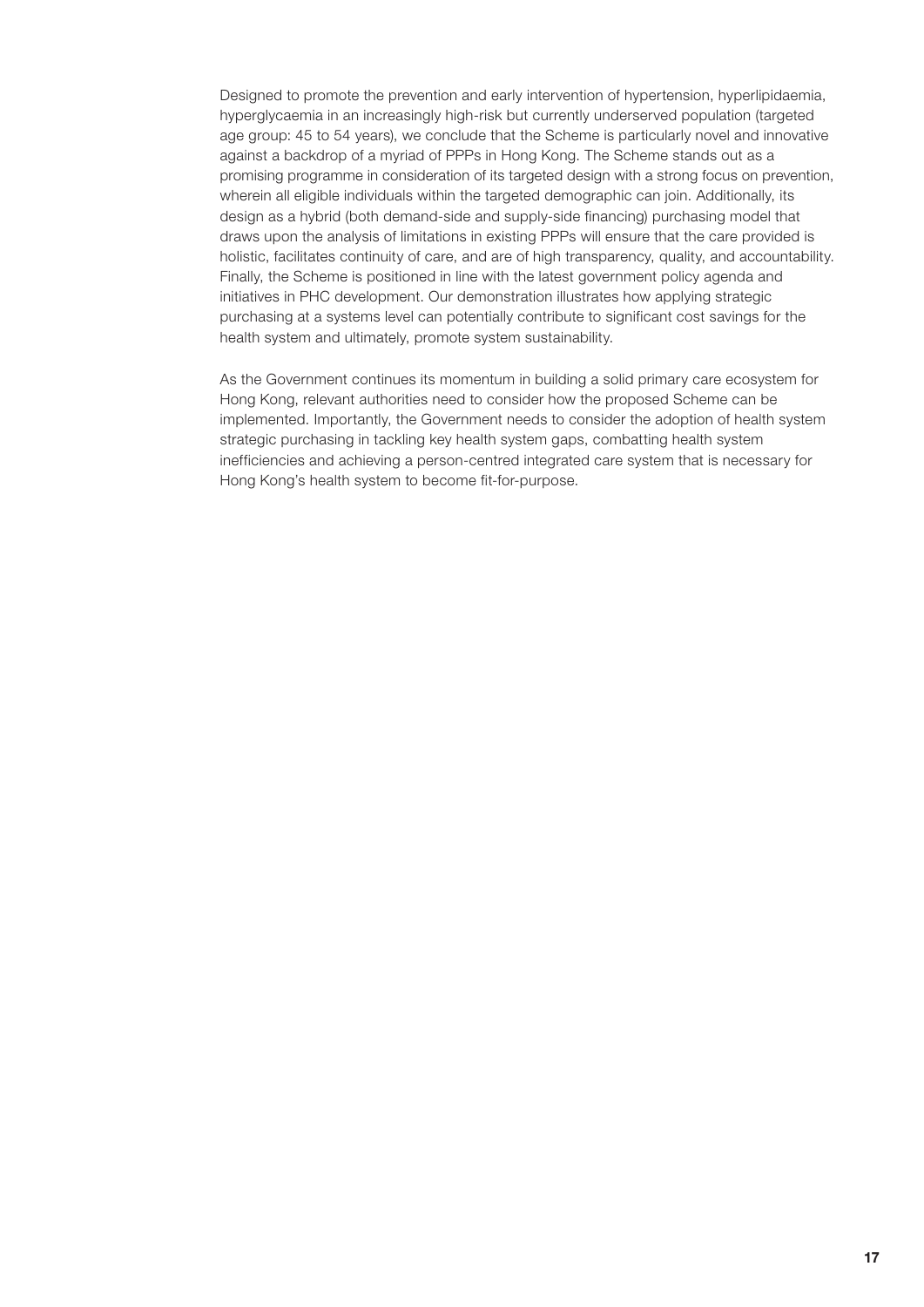Designed to promote the prevention and early intervention of hypertension, hyperlipidaemia, hyperglycaemia in an increasingly high-risk but currently underserved population (targeted age group: 45 to 54 years), we conclude that the Scheme is particularly novel and innovative against a backdrop of a myriad of PPPs in Hong Kong. The Scheme stands out as a promising programme in consideration of its targeted design with a strong focus on prevention, wherein all eligible individuals within the targeted demographic can join. Additionally, its design as a hybrid (both demand-side and supply-side financing) purchasing model that draws upon the analysis of limitations in existing PPPs will ensure that the care provided is holistic, facilitates continuity of care, and are of high transparency, quality, and accountability. Finally, the Scheme is positioned in line with the latest government policy agenda and initiatives in PHC development. Our demonstration illustrates how applying strategic purchasing at a systems level can potentially contribute to significant cost savings for the health system and ultimately, promote system sustainability.

As the Government continues its momentum in building a solid primary care ecosystem for Hong Kong, relevant authorities need to consider how the proposed Scheme can be implemented. Importantly, the Government needs to consider the adoption of health system strategic purchasing in tackling key health system gaps, combatting health system inefficiencies and achieving a person-centred integrated care system that is necessary for Hong Kong's health system to become fit-for-purpose.